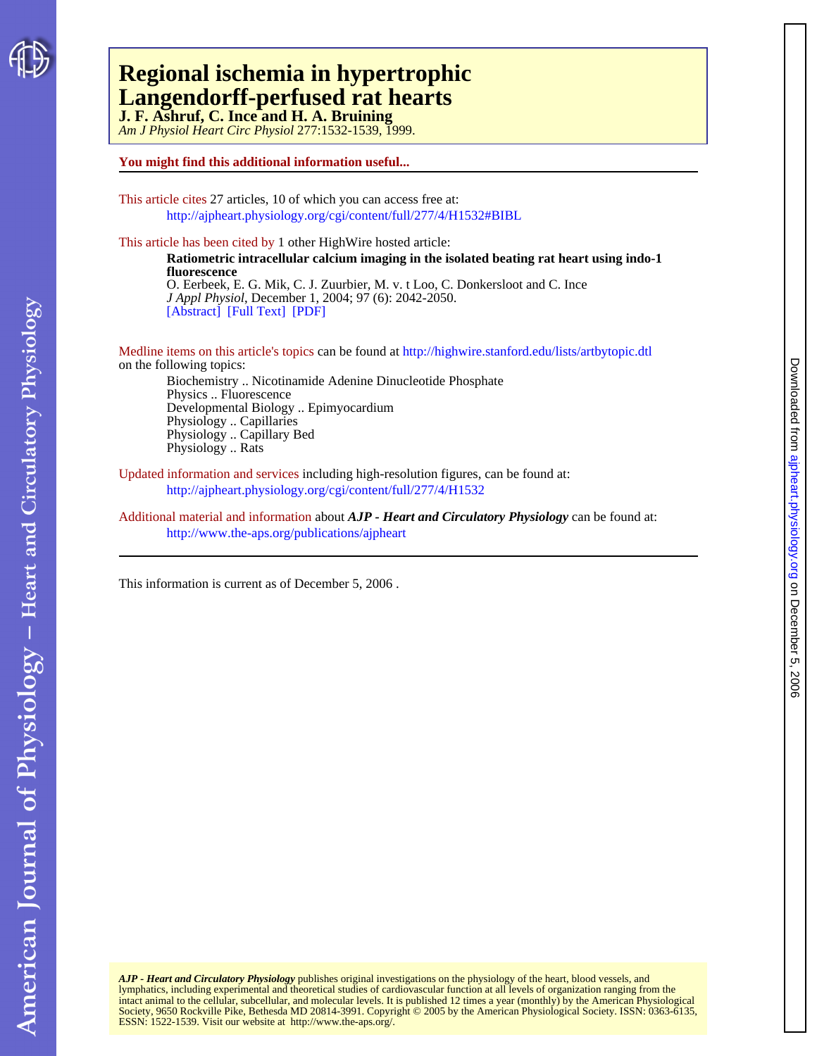# Regional ischemia in hypertrophic Langendorff-perfused rat hearts

**J. F. Ashruf, C. Ince and H. A. Bruining**

*Am J Physiol Heart Circ Physiol* 277:1532-1539, 1999.

**You might find this additional information useful...**

This article cites 27 articles, 10 of which you can access free at:
http://ajpheart.physiology.org/cgi/content/full/277/4/H1532#BIBL

This article has been cited by 1 other HighWire hosted article:

**Ratiometric intracellular calcium imaging in the isolated beating rat heart using indo-1 fluorescence**
O. Eerbeek, E. G. Mik, C. J. Zuurbier, M. v. t Loo, C. Donkersloot and C. Ince
*J Appl Physiol*, December 1, 2004; 97 (6): 2042-2050.
[Abstract] [Full Text] [PDF]

Medline items on this article's topics can be found at http://highwire.stanford.edu/lists/artbytopic.dtl on the following topics:

Biochemistry .. Nicotinamide Adenine Dinucleotide Phosphate
Physics .. Fluorescence
Developmental Biology .. Epimyocardium
Physiology .. Capillaries
Physiology .. Capillary Bed
Physiology .. Rats

Updated information and services including high-resolution figures, can be found at:
http://ajpheart.physiology.org/cgi/content/full/277/4/H1532

Additional material and information about ***AJP - Heart and Circulatory Physiology*** can be found at:
http://www.the-aps.org/publications/ajpheart

This information is current as of December 5, 2006 .

***AJP - Heart and Circulatory Physiology*** publishes original investigations on the physiology of the heart, blood vessels, and lymphatics, including experimental and theoretical studies of cardiovascular function at all levels of organization ranging from the intact animal to the cellular, subcellular, and molecular levels. It is published 12 times a year (monthly) by the American Physiological Society, 9650 Rockville Pike, Bethesda MD 20814-3991. Copyright © 2005 by the American Physiological Society. ISSN: 0363-6135, ESSN: 1522-1539. Visit our website at http://www.the-aps.org/.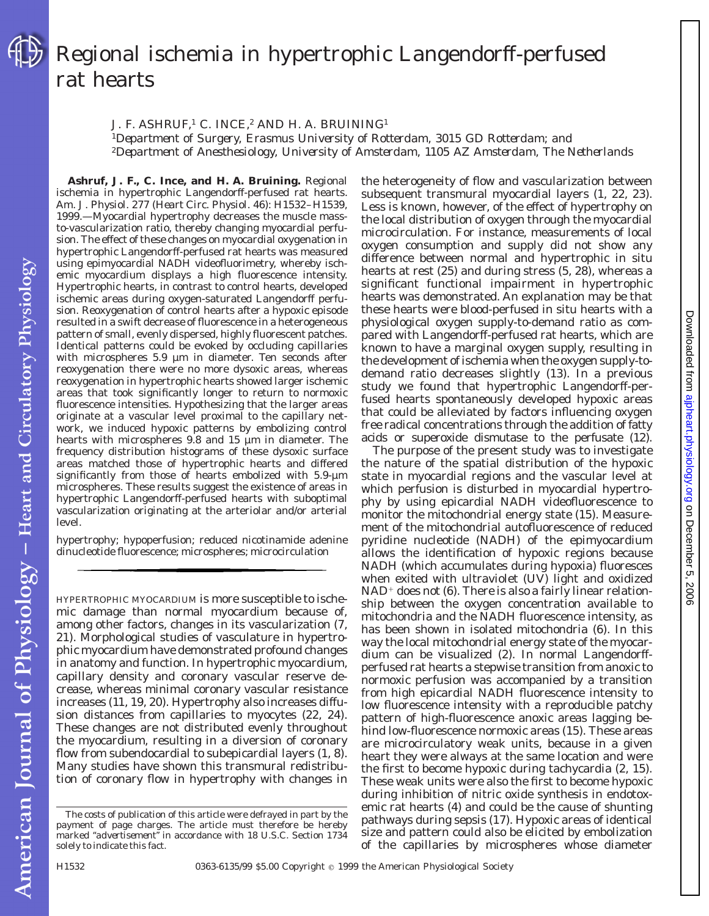# Regional ischemia in hypertrophic Langendorff-perfused rat hearts

J. F. ASHRUF,[1] C. INCE,[2] AND H. A. BRUINING[1]

[1]*Department of Surgery, Erasmus University of Rotterdam, 3015 GD Rotterdam; and*
[2]*Department of Anesthesiology, University of Amsterdam, 1105 AZ Amsterdam, The Netherlands*

**Ashruf, J. F., C. Ince, and H. A. Bruining.** Regional ischemia in hypertrophic Langendorff-perfused rat hearts. *Am. J. Physiol.* 277 (*Heart Circ. Physiol.* 46): H1532–H1539, 1999.—Myocardial hypertrophy decreases the muscle mass-to-vascularization ratio, thereby changing myocardial perfusion. The effect of these changes on myocardial oxygenation in hypertrophic Langendorff-perfused rat hearts was measured using epimyocardial NADH videofluorimetry, whereby ischemic myocardium displays a high fluorescence intensity. Hypertrophic hearts, in contrast to control hearts, developed ischemic areas during oxygen-saturated Langendorff perfusion. Reoxygenation of control hearts after a hypoxic episode resulted in a swift decrease of fluorescence in a heterogeneous pattern of small, evenly dispersed, highly fluorescent patches. Identical patterns could be evoked by occluding capillaries with microspheres 5.9 µm in diameter. Ten seconds after reoxygenation there were no more dysoxic areas, whereas reoxygenation in hypertrophic hearts showed larger ischemic areas that took significantly longer to return to normoxic fluorescence intensities. Hypothesizing that the larger areas originate at a vascular level proximal to the capillary network, we induced hypoxic patterns by embolizing control hearts with microspheres 9.8 and 15 µm in diameter. The frequency distribution histograms of these dysoxic surface areas matched those of hypertrophic hearts and differed significantly from those of hearts embolized with 5.9-µm microspheres. These results suggest the existence of areas in hypertrophic Langendorff-perfused rat hearts with suboptimal vascularization originating at the arteriolar and/or arterial level.

hypertrophy; hypoperfusion; reduced nicotinamide adenine dinucleotide fluorescence; microspheres; microcirculation

HYPERTROPHIC MYOCARDIUM is more susceptible to ischemic damage than normal myocardium because of, among other factors, changes in its vascularization (7, 21). Morphological studies of vasculature in hypertrophic myocardium have demonstrated profound changes in anatomy and function. In hypertrophic myocardium, capillary density and coronary vascular reserve decrease, whereas minimal coronary vascular resistance increases (11, 19, 20). Hypertrophy also increases diffusion distances from capillaries to myocytes (22, 24). These changes are not distributed evenly throughout the myocardium, resulting in a diversion of coronary flow from subendocardial to subepicardial layers (1, 8). Many studies have shown this transmural redistribution of coronary flow in hypertrophy with changes in the heterogeneity of flow and vascularization between subsequent transmural myocardial layers (1, 22, 23). Less is known, however, of the effect of hypertrophy on the local distribution of oxygen through the myocardial microcirculation. For instance, measurements of local oxygen consumption and supply did not show any difference between normal and hypertrophic in situ hearts at rest (25) and during stress (5, 28), whereas a significant functional impairment in hypertrophic hearts was demonstrated. An explanation may be that these hearts were blood-perfused in situ hearts with a physiological oxygen supply-to-demand ratio as compared with Langendorff-perfused rat hearts, which are known to have a marginal oxygen supply, resulting in the development of ischemia when the oxygen supply-to-demand ratio decreases slightly (13). In a previous study we found that hypertrophic Langendorff-perfused hearts spontaneously developed hypoxic areas that could be alleviated by factors influencing oxygen free radical concentrations through the addition of fatty acids or superoxide dismutase to the perfusate (12).

The purpose of the present study was to investigate the nature of the spatial distribution of the hypoxic state in myocardial regions and the vascular level at which perfusion is disturbed in myocardial hypertrophy by using epicardial NADH videofluorescence to monitor the mitochondrial energy state (15). Measurement of the mitochondrial autofluorescence of reduced pyridine nucleotide (NADH) of the epimyocardium allows the identification of hypoxic regions because NADH (which accumulates during hypoxia) fluoresces when exited with ultraviolet (UV) light and oxidized $NAD^+$ does not (6). There is also a fairly linear relationship between the oxygen concentration available to mitochondria and the NADH fluorescence intensity, as has been shown in isolated mitochondria (6). In this way the local mitochondrial energy state of the myocardium can be visualized (2). In normal Langendorff-perfused rat hearts a stepwise transition from anoxic to normoxic perfusion was accompanied by a transition from high epicardial NADH fluorescence intensity to low fluorescence intensity with a reproducible patchy pattern of high-fluorescence anoxic areas lagging behind low-fluorescence normoxic areas (15). These areas are microcirculatory weak units, because in a given heart they were always at the same location and were the first to become hypoxic during tachycardia (2, 15). These weak units were also the first to become hypoxic during inhibition of nitric oxide synthesis in endotoxemic rat hearts (4) and could be the cause of shunting pathways during sepsis (17). Hypoxic areas of identical size and pattern could also be elicited by embolization of the capillaries by microspheres whose diameter

The costs of publication of this article were defrayed in part by the payment of page charges. The article must therefore be hereby marked "advertisement" in accordance with 18 U.S.C. Section 1734 solely to indicate this fact.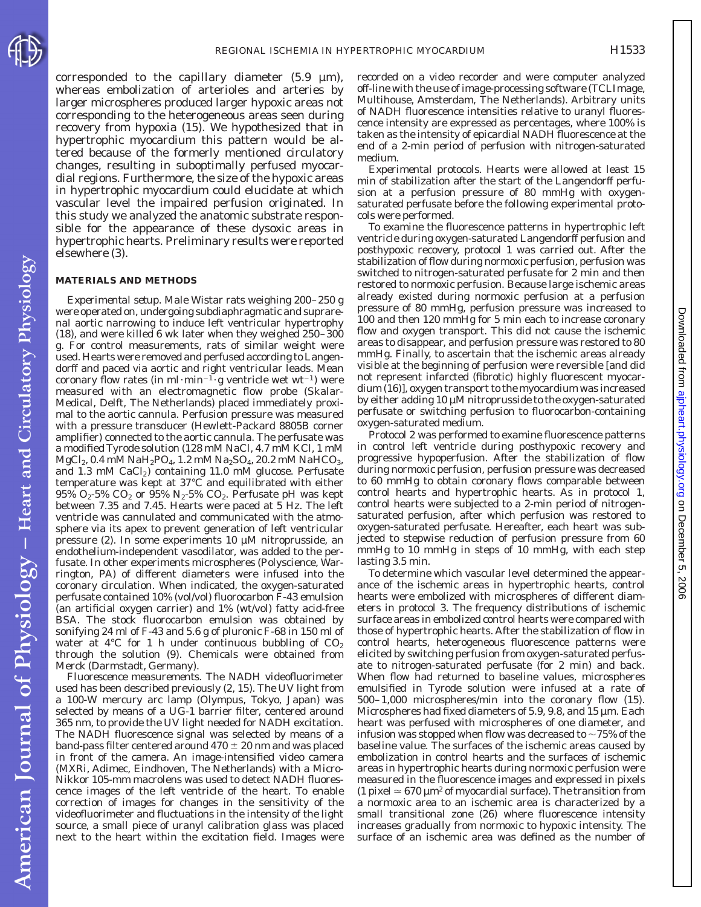corresponded to the capillary diameter (5.9 µm), whereas embolization of arterioles and arteries by larger microspheres produced larger hypoxic areas not corresponding to the heterogeneous areas seen during recovery from hypoxia (15). We hypothesized that in hypertrophic myocardium this pattern would be altered because of the formerly mentioned circulatory changes, resulting in suboptimally perfused myocardial regions. Furthermore, the size of the hypoxic areas in hypertrophic myocardium could elucidate at which vascular level the impaired perfusion originated. In this study we analyzed the anatomic substrate responsible for the appearance of these dysoxic areas in hypertrophic hearts. Preliminary results were reported elsewhere (3).

## MATERIALS AND METHODS

*Experimental setup.* Male Wistar rats weighing 200–250 g were operated on, undergoing subdiaphragmatic and suprarenal aortic narrowing to induce left ventricular hypertrophy (18), and were killed 6 wk later when they weighed 250–300 g. For control measurements, rats of similar weight were used. Hearts were removed and perfused according to Langendorff and paced via aortic and right ventricular leads. Mean coronary flow rates (in $ml \cdot min^{-1} \cdot g$ ventricle wet $wt^{-1}$) were measured with an electromagnetic flow probe (Skalar-Medical, Delft, The Netherlands) placed immediately proximal to the aortic cannula. Perfusion pressure was measured with a pressure transducer (Hewlett-Packard 8805B corner amplifier) connected to the aortic cannula. The perfusate was a modified Tyrode solution (128 mM NaCl, 4.7 mM KCl, 1 mM $MgCl_2$, 0.4 mM $NaH_2PO_4$, 1.2 mM $Na_2SO_4$, 20.2 mM $NaHCO_3$, and 1.3 mM $CaCl_2$) containing 11.0 mM glucose. Perfusate temperature was kept at 37°C and equilibrated with either 95% $O_2$-5% $CO_2$ or 95% $N_2$-5% $CO_2$. Perfusate pH was kept between 7.35 and 7.45. Hearts were paced at 5 Hz. The left ventricle was cannulated and communicated with the atmosphere via its apex to prevent generation of left ventricular pressure (2). In some experiments 10 µM nitroprusside, an endothelium-independent vasodilator, was added to the perfusate. In other experiments microspheres (Polyscience, Warrington, PA) of different diameters were infused into the coronary circulation. When indicated, the oxygen-saturated perfusate contained 10% (vol/vol) fluorocarbon F-43 emulsion (an artificial oxygen carrier) and 1% (wt/vol) fatty acid-free BSA. The stock fluorocarbon emulsion was obtained by sonifying 24 ml of F-43 and 5.6 g of pluronic F-68 in 150 ml of water at 4°C for 1 h under continuous bubbling of $CO_2$ through the solution (9). Chemicals were obtained from Merck (Darmstadt, Germany).

*Fluorescence measurements.* The NADH videofluorimeter used has been described previously (2, 15). The UV light from a 100-W mercury arc lamp (Olympus, Tokyo, Japan) was selected by means of a UG-1 barrier filter, centered around 365 nm, to provide the UV light needed for NADH excitation. The NADH fluorescence signal was selected by means of a band-pass filter centered around 470 ± 20 nm and was placed in front of the camera. An image-intensified video camera (MXRi, Adimec, Eindhoven, The Netherlands) with a Micro-Nikkor 105-mm macrolens was used to detect NADH fluorescence images of the left ventricle of the heart. To enable correction of images for changes in the sensitivity of the videofluorimeter and fluctuations in the intensity of the light source, a small piece of uranyl calibration glass was placed next to the heart within the excitation field. Images were recorded on a video recorder and were computer analyzed off-line with the use of image-processing software (TCL Image, Multihouse, Amsterdam, The Netherlands). Arbitrary units of NADH fluorescence intensities relative to uranyl fluorescence intensity are expressed as percentages, where 100% is taken as the intensity of epicardial NADH fluorescence at the end of a 2-min period of perfusion with nitrogen-saturated medium.

*Experimental protocols.* Hearts were allowed at least 15 min of stabilization after the start of the Langendorff perfusion at a perfusion pressure of 80 mmHg with oxygen-saturated perfusate before the following experimental protocols were performed.

To examine the fluorescence patterns in hypertrophic left ventricle during oxygen-saturated Langendorff perfusion and posthypoxic recovery, *protocol 1* was carried out. After the stabilization of flow during normoxic perfusion, perfusion was switched to nitrogen-saturated perfusate for 2 min and then restored to normoxic perfusion. Because large ischemic areas already existed during normoxic perfusion at a perfusion pressure of 80 mmHg, perfusion pressure was increased to 100 and then 120 mmHg for 5 min each to increase coronary flow and oxygen transport. This did not cause the ischemic areas to disappear, and perfusion pressure was restored to 80 mmHg. Finally, to ascertain that the ischemic areas already visible at the beginning of perfusion were reversible [and did not represent infarcted (fibrotic) highly fluorescent myocardium (16)], oxygen transport to the myocardium was increased by either adding 10 µM nitroprusside to the oxygen-saturated perfusate or switching perfusion to fluorocarbon-containing oxygen-saturated medium.

*Protocol 2* was performed to examine fluorescence patterns in control left ventricle during posthypoxic recovery and progressive hypoperfusion. After the stabilization of flow during normoxic perfusion, perfusion pressure was decreased to 60 mmHg to obtain coronary flows comparable between control hearts and hypertrophic hearts. As in *protocol 1*, control hearts were subjected to a 2-min period of nitrogen-saturated perfusion, after which perfusion was restored to oxygen-saturated perfusate. Hereafter, each heart was subjected to stepwise reduction of perfusion pressure from 60 mmHg to 10 mmHg in steps of 10 mmHg, with each step lasting 3.5 min.

To determine which vascular level determined the appearance of the ischemic areas in hypertrophic hearts, control hearts were embolized with microspheres of different diameters in *protocol 3*. The frequency distributions of ischemic surface areas in embolized control hearts were compared with those of hypertrophic hearts. After the stabilization of flow in control hearts, heterogeneous fluorescence patterns were elicited by switching perfusion from oxygen-saturated perfusate to nitrogen-saturated perfusate (for 2 min) and back. When flow had returned to baseline values, microspheres emulsified in Tyrode solution were infused at a rate of 500–1,000 microspheres/min into the coronary flow (15). Microspheres had fixed diameters of 5.9, 9.8, and 15 µm. Each heart was perfused with microspheres of one diameter, and infusion was stopped when flow was decreased to ~75% of the baseline value. The surfaces of the ischemic areas caused by embolization in control hearts and the surfaces of ischemic areas in hypertrophic hearts during normoxic perfusion were measured in the fluorescence images and expressed in pixels (1 pixel ≃ 670 µm² of myocardial surface). The transition from a normoxic area to an ischemic area is characterized by a small transitional zone (26) where fluorescence intensity increases gradually from normoxic to hypoxic intensity. The surface of an ischemic area was defined as the number of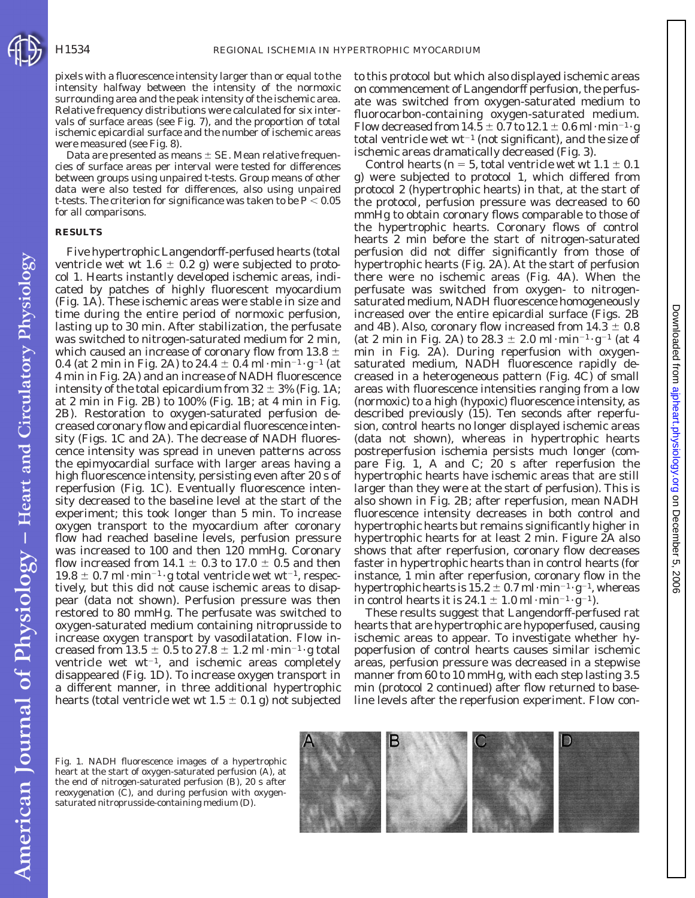pixels with a fluorescence intensity larger than or equal to the intensity halfway between the intensity of the normoxic surrounding area and the peak intensity of the ischemic area. Relative frequency distributions were calculated for six intervals of surface areas (see Fig. 7), and the proportion of total ischemic epicardial surface and the number of ischemic areas were measured (see Fig. 8).

Data are presented as means ± SE. Mean relative frequencies of surface areas per interval were tested for differences between groups using unpaired *t*-tests. Group means of other data were also tested for differences, also using unpaired *t*-tests. The criterion for significance was taken to be $P < 0.05$ for all comparisons.

## RESULTS

Five hypertrophic Langendorff-perfused hearts (total ventricle wet wt 1.6 ± 0.2 g) were subjected to protocol 1. Hearts instantly developed ischemic areas, indicated by patches of highly fluorescent myocardium (Fig. 1A). These ischemic areas were stable in size and time during the entire period of normoxic perfusion, lasting up to 30 min. After stabilization, the perfusate was switched to nitrogen-saturated medium for 2 min, which caused an increase of coronary flow from 13.8 ± 0.4 (at 2 min in Fig. 2A) to 24.4 ± 0.4 $ml \cdot min^{-1} \cdot g^{-1}$ (at 4 min in Fig. 2A) and an increase of NADH fluorescence intensity of the total epicardium from 32 ± 3% (Fig. 1A; at 2 min in Fig. 2B) to 100% (Fig. 1B; at 4 min in Fig. 2B). Restoration to oxygen-saturated perfusion decreased coronary flow and epicardial fluorescence intensity (Figs. 1C and 2A). The decrease of NADH fluorescence intensity was spread in uneven patterns across the epimyocardial surface with larger areas having a high fluorescence intensity, persisting even after 20 s of reperfusion (Fig. 1C). Eventually fluorescence intensity decreased to the baseline level at the start of the experiment; this took longer than 5 min. To increase oxygen transport to the myocardium after coronary flow had reached baseline levels, perfusion pressure was increased to 100 and then 120 mmHg. Coronary flow increased from 14.1 ± 0.3 to 17.0 ± 0.5 and then 19.8 ± 0.7 $ml \cdot min^{-1} \cdot g$ total ventricle wet $wt^{-1}$, respectively, but this did not cause ischemic areas to disappear (data not shown). Perfusion pressure was then restored to 80 mmHg. The perfusate was switched to oxygen-saturated medium containing nitroprusside to increase oxygen transport by vasodilatation. Flow increased from 13.5 ± 0.5 to 27.8 ± 1.2 $ml \cdot min^{-1} \cdot g$ total ventricle wet $wt^{-1}$, and ischemic areas completely disappeared (Fig. 1D). To increase oxygen transport in a different manner, in three additional hypertrophic hearts (total ventricle wet wt 1.5 ± 0.1 g) not subjected to this protocol but which also displayed ischemic areas on commencement of Langendorff perfusion, the perfusate was switched from oxygen-saturated medium to fluorocarbon-containing oxygen-saturated medium. Flow decreased from 14.5 ± 0.7 to 12.1 ± 0.6 $ml \cdot min^{-1} \cdot g$ total ventricle wet $wt^{-1}$ (not significant), and the size of ischemic areas dramatically decreased (Fig. 3).

Control hearts ($n = 5$, total ventricle wet wt 1.1 ± 0.1 g) were subjected to protocol 1, which differed from protocol 2 (hypertrophic hearts) in that, at the start of the protocol, perfusion pressure was decreased to 60 mmHg to obtain coronary flows comparable to those of the hypertrophic hearts. Coronary flows of control hearts 2 min before the start of nitrogen-saturated perfusion did not differ significantly from those of hypertrophic hearts (Fig. 2A). At the start of perfusion there were no ischemic areas (Fig. 4A). When the perfusate was switched from oxygen- to nitrogen-saturated medium, NADH fluorescence homogeneously increased over the entire epicardial surface (Figs. 2B and 4B). Also, coronary flow increased from 14.3 ± 0.8 (at 2 min in Fig. 2A) to 28.3 ± 2.0 $ml \cdot min^{-1} \cdot g^{-1}$ (at 4 min in Fig. 2A). During reperfusion with oxygen-saturated medium, NADH fluorescence rapidly decreased in a heterogeneous pattern (Fig. 4C) of small areas with fluorescence intensities ranging from a low (normoxic) to a high (hypoxic) fluorescence intensity, as described previously (15). Ten seconds after reperfusion, control hearts no longer displayed ischemic areas (data not shown), whereas in hypertrophic hearts postreperfusion ischemia persists much longer (compare Fig. 1, A and C; 20 s after reperfusion the hypertrophic hearts have ischemic areas that are still larger than they were at the start of perfusion). This is also shown in Fig. 2B; after reperfusion, mean NADH fluorescence intensity decreases in both control and hypertrophic hearts but remains significantly higher in hypertrophic hearts for at least 2 min. Figure 2A also shows that after reperfusion, coronary flow decreases faster in hypertrophic hearts than in control hearts (for instance, 1 min after reperfusion, coronary flow in the hypertrophic hearts is 15.2 ± 0.7 $ml \cdot min^{-1} \cdot g^{-1}$, whereas in control hearts it is 24.1 ± 1.0 $ml \cdot min^{-1} \cdot g^{-1}$).

These results suggest that Langendorff-perfused rat hearts that are hypertrophic are hypoperfused, causing ischemic areas to appear. To investigate whether hypoperfusion of control hearts causes similar ischemic areas, perfusion pressure was decreased in a stepwise manner from 60 to 10 mmHg, with each step lasting 3.5 min (protocol 2 continued) after flow returned to baseline levels after the reperfusion experiment. Flow con-

Fig. 1. NADH fluorescence images of a hypertrophic heart at the start of oxygen-saturated perfusion (A), at the end of nitrogen-saturated perfusion (B), 20 s after reoxygenation (C), and during perfusion with oxygen-saturated nitroprusside-containing medium (D).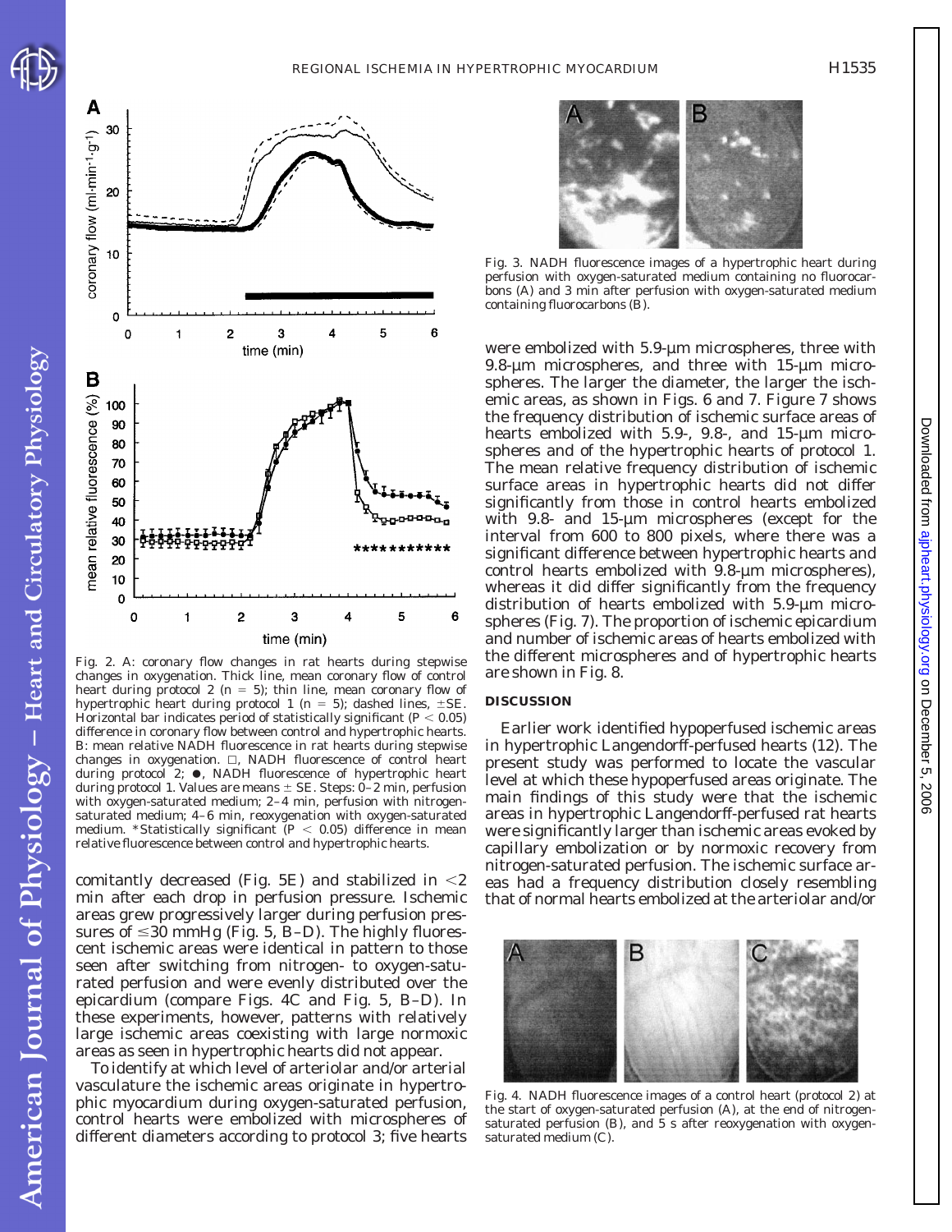Fig. 2. A: coronary flow changes in rat hearts during stepwise changes in oxygenation. Thick line, mean coronary flow of control heart during protocol 2 ($n = 5$); thin line, mean coronary flow of hypertrophic heart during protocol 1 ($n = 5$); dashed lines, ±SE. Horizontal bar indicates period of statistically significant ($P < 0.05$) difference in coronary flow between control and hypertrophic hearts. B: mean relative NADH fluorescence in rat hearts during stepwise changes in oxygenation. □, NADH fluorescence of control heart during protocol 2; ●, NADH fluorescence of hypertrophic heart during protocol 1. Values are means ± SE. Steps: 0–2 min, perfusion with oxygen-saturated medium; 2–4 min, perfusion with nitrogen-saturated medium; 4–6 min, reoxygenation with oxygen-saturated medium. *Statistically significant ($P < 0.05$) difference in mean relative fluorescence between control and hypertrophic hearts.

comitantly decreased (Fig. 5E) and stabilized in <2 min after each drop in perfusion pressure. Ischemic areas grew progressively larger during perfusion pressures of ≤30 mmHg (Fig. 5, B–D). The highly fluorescent ischemic areas were identical in pattern to those seen after switching from nitrogen- to oxygen-saturated perfusion and were evenly distributed over the epicardium (compare Figs. 4C and Fig. 5, B–D). In these experiments, however, patterns with relatively large ischemic areas coexisting with large normoxic areas as seen in hypertrophic hearts did not appear.

To identify at which level of arteriolar and/or arterial vasculature the ischemic areas originate in hypertrophic myocardium during oxygen-saturated perfusion, control hearts were embolized with microspheres of different diameters according to protocol 3; five hearts were embolized with 5.9-μm microspheres, three with 9.8-μm microspheres, and three with 15-μm microspheres. The larger the diameter, the larger the ischemic areas, as shown in Figs. 6 and 7. Figure 7 shows the frequency distribution of ischemic surface areas of hearts embolized with 5.9-, 9.8-, and 15-μm microspheres and of the hypertrophic hearts of protocol 1. The mean relative frequency distribution of ischemic surface areas in hypertrophic hearts did not differ significantly from those in control hearts embolized with 9.8- and 15-μm microspheres (except for the interval from 600 to 800 pixels, where there was a significant difference between hypertrophic hearts and control hearts embolized with 9.8-μm microspheres), whereas it did differ significantly from the frequency distribution of hearts embolized with 5.9-μm microspheres (Fig. 7). The proportion of ischemic epicardium and number of ischemic areas of hearts embolized with the different microspheres and of hypertrophic hearts are shown in Fig. 8.

Fig. 3. NADH fluorescence images of a hypertrophic heart during perfusion with oxygen-saturated medium containing no fluorocarbons (A) and 3 min after perfusion with oxygen-saturated medium containing fluorocarbons (B).

## DISCUSSION

Earlier work identified hypoperfused ischemic areas in hypertrophic Langendorff-perfused hearts (12). The present study was performed to locate the vascular level at which these hypoperfused areas originate. The main findings of this study were that the ischemic areas in hypertrophic Langendorff-perfused rat hearts were significantly larger than ischemic areas evoked by capillary embolization or by normoxic recovery from nitrogen-saturated perfusion. The ischemic surface areas had a frequency distribution closely resembling that of normal hearts embolized at the arteriolar and/or

Fig. 4. NADH fluorescence images of a control heart (protocol 2) at the start of oxygen-saturated perfusion (A), at the end of nitrogen-saturated perfusion (B), and 5 s after reoxygenation with oxygen-saturated medium (C).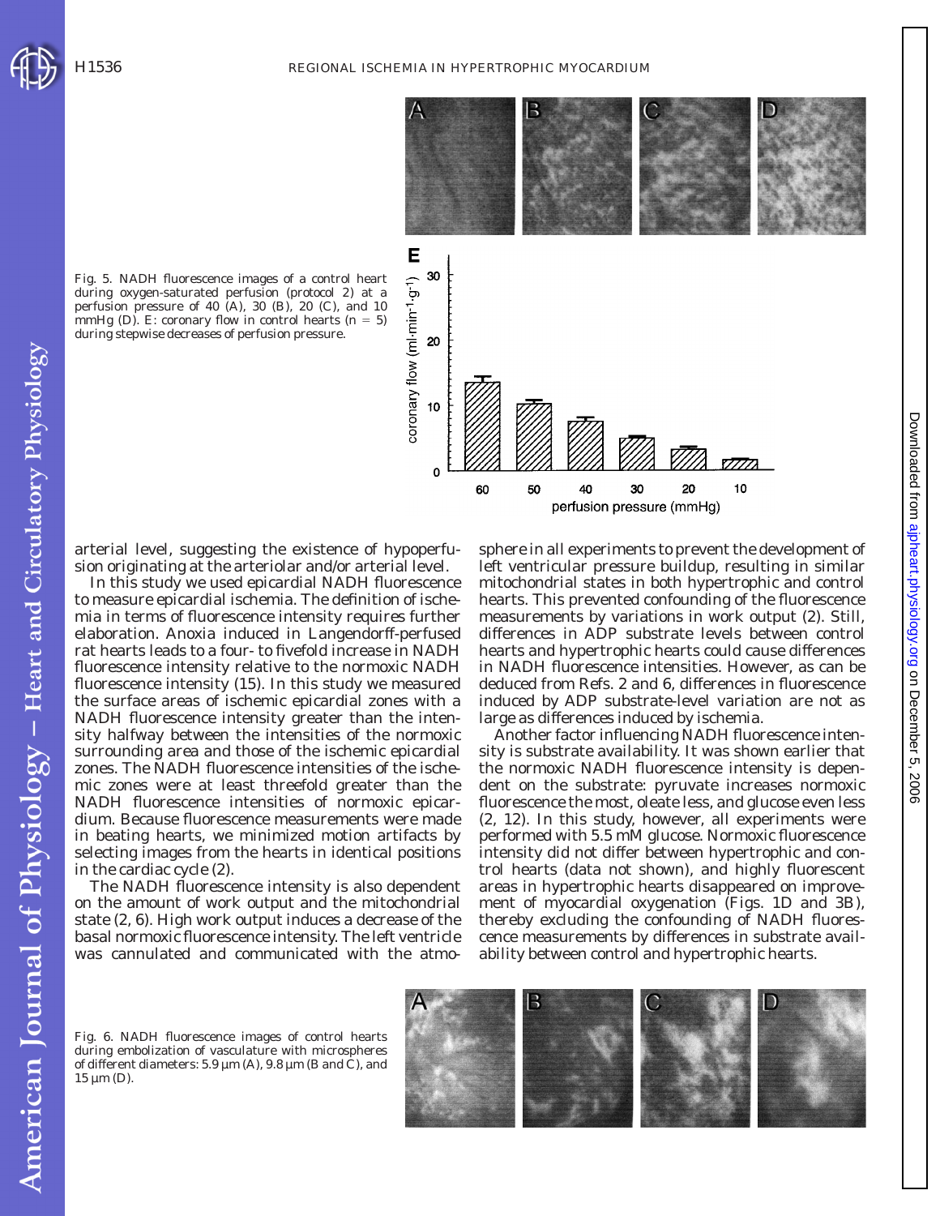Fig. 5. NADH fluorescence images of a control heart during oxygen-saturated perfusion (protocol 2) at a perfusion pressure of 40 (A), 30 (B), 20 (C), and 10 mmHg (D). E: coronary flow in control hearts ($n = 5$) during stepwise decreases of perfusion pressure.

arterial level, suggesting the existence of hypoperfusion originating at the arteriolar and/or arterial level.

In this study we used epicardial NADH fluorescence to measure epicardial ischemia. The definition of ischemia in terms of fluorescence intensity requires further elaboration. Anoxia induced in Langendorff-perfused rat hearts leads to a four- to fivefold increase in NADH fluorescence intensity relative to the normoxic NADH fluorescence intensity (15). In this study we measured the surface areas of ischemic epicardial zones with a NADH fluorescence intensity greater than the intensity halfway between the intensities of the normoxic surrounding area and those of the ischemic epicardial zones. The NADH fluorescence intensities of the ischemic zones were at least threefold greater than the NADH fluorescence intensities of normoxic epicardium. Because fluorescence measurements were made in beating hearts, we minimized motion artifacts by selecting images from the hearts in identical positions in the cardiac cycle (2).

The NADH fluorescence intensity is also dependent on the amount of work output and the mitochondrial state (2, 6). High work output induces a decrease of the basal normoxic fluorescence intensity. The left ventricle was cannulated and communicated with the atmosphere in all experiments to prevent the development of left ventricular pressure buildup, resulting in similar mitochondrial states in both hypertrophic and control hearts. This prevented confounding of the fluorescence measurements by variations in work output (2). Still, differences in ADP substrate levels between control hearts and hypertrophic hearts could cause differences in NADH fluorescence intensities. However, as can be deduced from Refs. 2 and 6, differences in fluorescence induced by ADP substrate-level variation are not as large as differences induced by ischemia.

Another factor influencing NADH fluorescence intensity is substrate availability. It was shown earlier that the normoxic NADH fluorescence intensity is dependent on the substrate: pyruvate increases normoxic fluorescence the most, oleate less, and glucose even less (2, 12). In this study, however, all experiments were performed with 5.5 mM glucose. Normoxic fluorescence intensity did not differ between hypertrophic and control hearts (data not shown), and highly fluorescent areas in hypertrophic hearts disappeared on improvement of myocardial oxygenation (Figs. 1D and 3B), thereby excluding the confounding of NADH fluorescence measurements by differences in substrate availability between control and hypertrophic hearts.

Fig. 6. NADH fluorescence images of control hearts during embolization of vasculature with microspheres of different diameters: 5.9 μm (A), 9.8 μm (B and C), and 15 μm (D).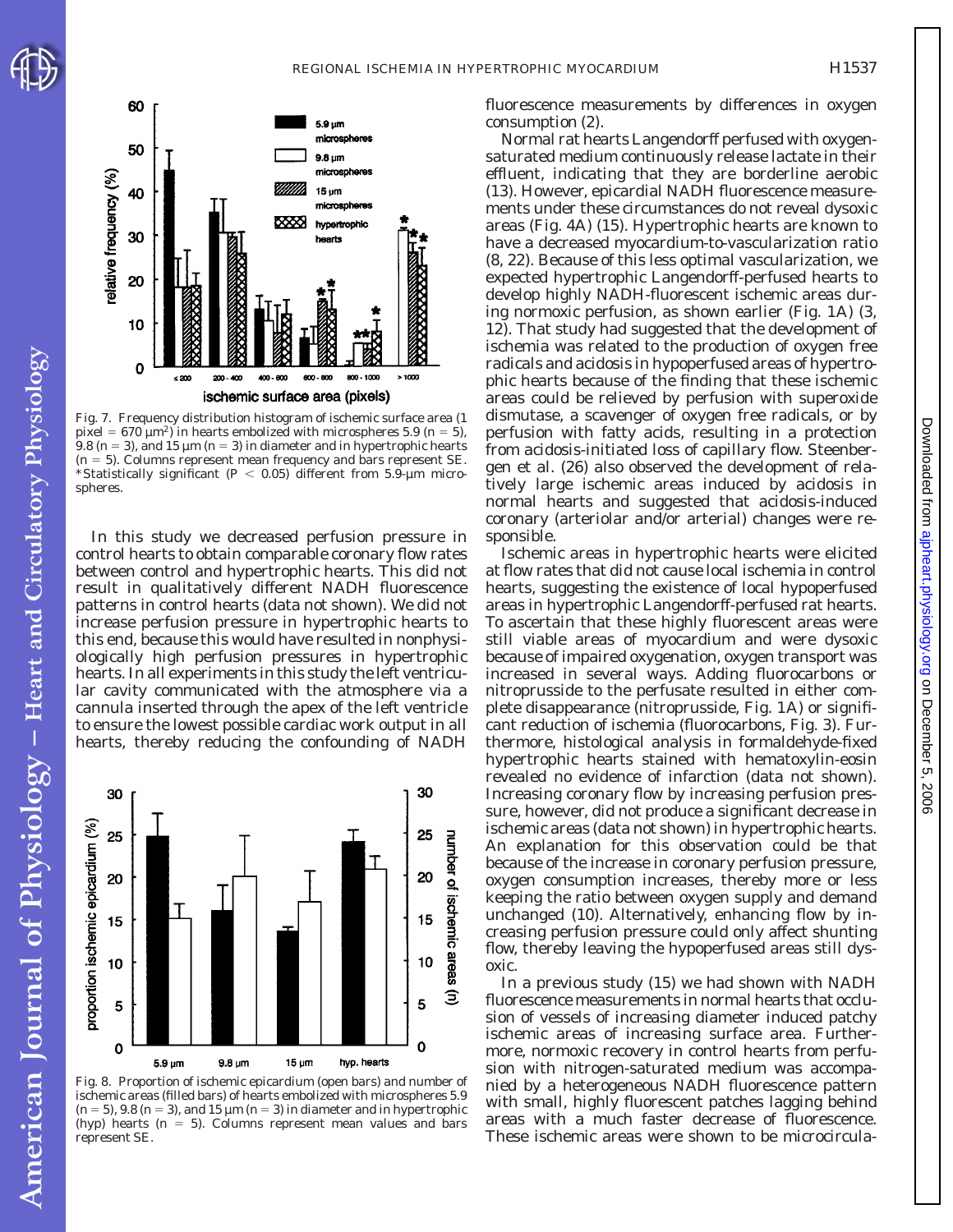Fig. 7. Frequency distribution histogram of ischemic surface area (1 pixel = 670 $\mu m^2$) in hearts embolized with microspheres 5.9 ($n = 5$), 9.8 ($n = 3$), and 15 µm ($n = 3$) in diameter and in hypertrophic hearts ($n = 5$). Columns represent mean frequency and bars represent SE. *Statistically significant ($P < 0.05$) different from 5.9-µm microspheres.

In this study we decreased perfusion pressure in control hearts to obtain comparable coronary flow rates between control and hypertrophic hearts. This did not result in qualitatively different NADH fluorescence patterns in control hearts (data not shown). We did not increase perfusion pressure in hypertrophic hearts to this end, because this would have resulted in nonphysiologically high perfusion pressures in hypertrophic hearts. In all experiments in this study the left ventricular cavity communicated with the atmosphere via a cannula inserted through the apex of the left ventricle to ensure the lowest possible cardiac work output in all hearts, thereby reducing the confounding of NADH fluorescence measurements by differences in oxygen consumption (2).

Normal rat hearts Langendorff perfused with oxygen-saturated medium continuously release lactate in their effluent, indicating that they are borderline aerobic (13). However, epicardial NADH fluorescence measurements under these circumstances do not reveal dysoxic areas (Fig. 4A) (15). Hypertrophic hearts are known to have a decreased myocardium-to-vascularization ratio (8, 22). Because of this less optimal vascularization, we expected hypertrophic Langendorff-perfused hearts to develop highly NADH-fluorescent ischemic areas during normoxic perfusion, as shown earlier (Fig. 1A) (3, 12). That study had suggested that the development of ischemia was related to the production of oxygen free radicals and acidosis in hypoperfused areas of hypertrophic hearts because of the finding that these ischemic areas could be relieved by perfusion with superoxide dismutase, a scavenger of oxygen free radicals, or by perfusion with fatty acids, resulting in a protection from acidosis-initiated loss of capillary flow. Steenbergen et al. (26) also observed the development of relatively large ischemic areas induced by acidosis in normal hearts and suggested that acidosis-induced coronary (arteriolar and/or arterial) changes were responsible.

Ischemic areas in hypertrophic hearts were elicited at flow rates that did not cause local ischemia in control hearts, suggesting the existence of local hypoperfused areas in hypertrophic Langendorff-perfused rat hearts. To ascertain that these highly fluorescent areas were still viable areas of myocardium and were dysoxic because of impaired oxygenation, oxygen transport was increased in several ways. Adding fluorocarbons or nitroprusside to the perfusate resulted in either complete disappearance (nitroprusside, Fig. 1A) or significant reduction of ischemia (fluorocarbons, Fig. 3). Furthermore, histological analysis in formaldehyde-fixed hypertrophic hearts stained with hematoxylin-eosin revealed no evidence of infarction (data not shown). Increasing coronary flow by increasing perfusion pressure, however, did not produce a significant decrease in ischemic areas (data not shown) in hypertrophic hearts. An explanation for this observation could be that because of the increase in coronary perfusion pressure, oxygen consumption increases, thereby more or less keeping the ratio between oxygen supply and demand unchanged (10). Alternatively, enhancing flow by increasing perfusion pressure could only affect shunting flow, thereby leaving the hypoperfused areas still dysoxic.

In a previous study (15) we had shown with NADH fluorescence measurements in normal hearts that occlusion of vessels of increasing diameter induced patchy ischemic areas of increasing surface area. Furthermore, normoxic recovery in control hearts from perfusion with nitrogen-saturated medium was accompanied by a heterogeneous NADH fluorescence pattern with small, highly fluorescent patches lagging behind areas with a much faster decrease of fluorescence. These ischemic areas were shown to be microcircula-

Fig. 8. Proportion of ischemic epicardium (open bars) and number of ischemic areas (filled bars) of hearts embolized with microspheres 5.9 ($n = 5$), 9.8 ($n = 3$), and 15 µm ($n = 3$) in diameter and in hypertrophic (hyp) hearts ($n = 5$). Columns represent mean values and bars represent SE.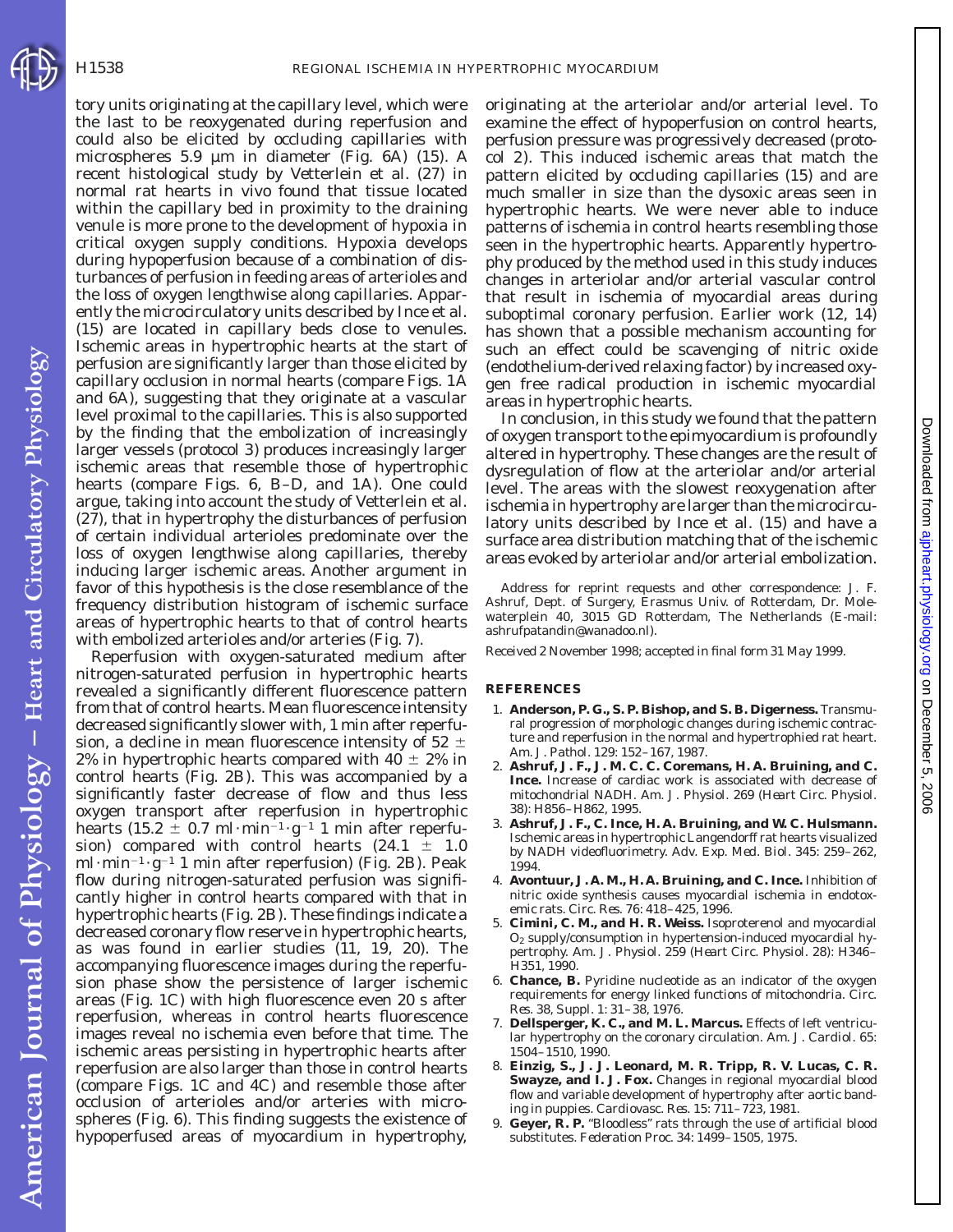tory units originating at the capillary level, which were the last to be reoxygenated during reperfusion and could also be elicited by occluding capillaries with microspheres 5.9 μm in diameter (Fig. 6*A*) (15). A recent histological study by Vetterlein et al. (27) in normal rat hearts in vivo found that tissue located within the capillary bed in proximity to the draining venule is more prone to the development of hypoxia in critical oxygen supply conditions. Hypoxia develops during hypoperfusion because of a combination of disturbances of perfusion in feeding areas of arterioles and the loss of oxygen lengthwise along capillaries. Apparently the microcirculatory units described by Ince et al. (15) are located in capillary beds close to venules. Ischemic areas in hypertrophic hearts at the start of perfusion are significantly larger than those elicited by capillary occlusion in normal hearts (compare Figs. 1*A* and 6*A*), suggesting that they originate at a vascular level proximal to the capillaries. This is also supported by the finding that the embolization of increasingly larger vessels (protocol 3) produces increasingly larger ischemic areas that resemble those of hypertrophic hearts (compare Figs. 6, *B*–*D*, and 1*A*). One could argue, taking into account the study of Vetterlein et al. (27), that in hypertrophy the disturbances of perfusion of certain individual arterioles predominate over the loss of oxygen lengthwise along capillaries, thereby inducing larger ischemic areas. Another argument in favor of this hypothesis is the close resemblance of the frequency distribution histogram of ischemic surface areas of hypertrophic hearts to that of control hearts with embolized arterioles and/or arteries (Fig. 7).

Reperfusion with oxygen-saturated medium after nitrogen-saturated perfusion in hypertrophic hearts revealed a significantly different fluorescence pattern from that of control hearts. Mean fluorescence intensity decreased significantly slower with, 1 min after reperfusion, a decline in mean fluorescence intensity of $52 \pm 2\%$ in hypertrophic hearts compared with $40 \pm 2\%$ in control hearts (Fig. 2*B*). This was accompanied by a significantly faster decrease of flow and thus less oxygen transport after reperfusion in hypertrophic hearts ($15.2 \pm 0.7$ $ml \cdot min^{-1} \cdot g^{-1}$ 1 min after reperfusion) compared with control hearts ($24.1 \pm 1.0$ $ml \cdot min^{-1} \cdot g^{-1}$ 1 min after reperfusion) (Fig. 2*B*). Peak flow during nitrogen-saturated perfusion was significantly higher in control hearts compared with that in hypertrophic hearts (Fig. 2*B*). These findings indicate a decreased coronary flow reserve in hypertrophic hearts, as was found in earlier studies (11, 19, 20). The accompanying fluorescence images during the reperfusion phase show the persistence of larger ischemic areas (Fig. 1*C*) with high fluorescence even 20 s after reperfusion, whereas in control hearts fluorescence images reveal no ischemia even before that time. The ischemic areas persisting in hypertrophic hearts after reperfusion are also larger than those in control hearts (compare Figs. 1*C* and 4*C*) and resemble those after occlusion of arterioles and/or arteries with microspheres (Fig. 6). This finding suggests the existence of hypoperfused areas of myocardium in hypertrophy, originating at the arteriolar and/or arterial level. To examine the effect of hypoperfusion on control hearts, perfusion pressure was progressively decreased (protocol 2). This induced ischemic areas that match the pattern elicited by occluding capillaries (15) and are much smaller in size than the dysoxic areas seen in hypertrophic hearts. We were never able to induce patterns of ischemia in control hearts resembling those seen in the hypertrophic hearts. Apparently hypertrophy produced by the method used in this study induces changes in arteriolar and/or arterial vascular control that result in ischemia of myocardial areas during suboptimal coronary perfusion. Earlier work (12, 14) has shown that a possible mechanism accounting for such an effect could be scavenging of nitric oxide (endothelium-derived relaxing factor) by increased oxygen free radical production in ischemic myocardial areas in hypertrophic hearts.

In conclusion, in this study we found that the pattern of oxygen transport to the epimyocardium is profoundly altered in hypertrophy. These changes are the result of dysregulation of flow at the arteriolar and/or arterial level. The areas with the slowest reoxygenation after ischemia in hypertrophy are larger than the microcirculatory units described by Ince et al. (15) and have a surface area distribution matching that of the ischemic areas evoked by arteriolar and/or arterial embolization.

Address for reprint requests and other correspondence: J. F. Ashruf, Dept. of Surgery, Erasmus Univ. of Rotterdam, Dr. Molewaterplein 40, 3015 GD Rotterdam, The Netherlands (E-mail: ashrufpatandin@wanadoo.nl).

Received 2 November 1998; accepted in final form 31 May 1999.

## REFERENCES

1. **Anderson, P. G., S. P. Bishop, and S. B. Digerness.** Transmural progression of morphologic changes during ischemic contracture and reperfusion in the normal and hypertrophied rat heart. *Am. J. Pathol.* 129: 152–167, 1987.
2. **Ashruf, J. F., J. M. C. C. Coremans, H. A. Bruining, and C. Ince.** Increase of cardiac work is associated with decrease of mitochondrial NADH. *Am. J. Physiol.* 269 (*Heart Circ. Physiol.* 38): H856–H862, 1995.
3. **Ashruf, J. F., C. Ince, H. A. Bruining, and W. C. Hulsmann.** Ischemic areas in hypertrophic Langendorff rat hearts visualized by NADH videofluorimetry. *Adv. Exp. Med. Biol.* 345: 259–262, 1994.
4. **Avontuur, J. A. M., H. A. Bruining, and C. Ince.** Inhibition of nitric oxide synthesis causes myocardial ischemia in endotoxemic rats. *Circ. Res.* 76: 418–425, 1996.
5. **Cimini, C. M., and H. R. Weiss.** Isoproterenol and myocardial $O_2$ supply/consumption in hypertension-induced myocardial hypertrophy. *Am. J. Physiol.* 259 (*Heart Circ. Physiol.* 28): H346–H351, 1990.
6. **Chance, B.** Pyridine nucleotide as an indicator of the oxygen requirements for energy linked functions of mitochondria. *Circ. Res.* 38, *Suppl.* 1: 31–38, 1976.
7. **Dellsperger, K. C., and M. L. Marcus.** Effects of left ventricular hypertrophy on the coronary circulation. *Am. J. Cardiol.* 65: 1504–1510, 1990.
8. **Einzig, S., J. J. Leonard, M. R. Tripp, R. V. Lucas, C. R. Swayze, and I. J. Fox.** Changes in regional myocardial blood flow and variable development of hypertrophy after aortic banding in puppies. *Cardiovasc. Res.* 15: 711–723, 1981.
9. **Geyer, R. P.** "Bloodless" rats through the use of artificial blood substitutes. *Federation Proc.* 34: 1499–1505, 1975.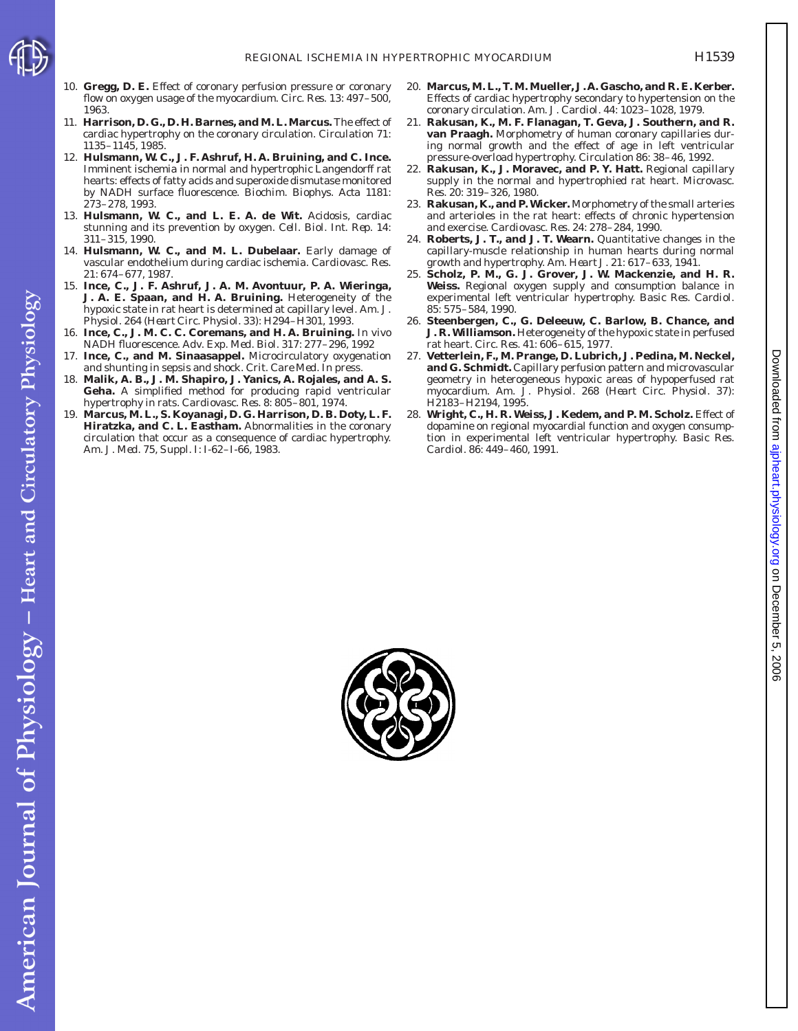10. **Gregg, D. E.** Effect of coronary perfusion pressure or coronary flow on oxygen usage of the myocardium. *Circ. Res.* 13: 497–500, 1963.
11. **Harrison, D. G., D. H. Barnes, and M. L. Marcus.** The effect of cardiac hypertrophy on the coronary circulation. *Circulation* 71: 1135–1145, 1985.
12. **Hulsmann, W. C., J. F. Ashruf, H. A. Bruining, and C. Ince.** Imminent ischemia in normal and hypertrophic Langendorff rat hearts: effects of fatty acids and superoxide dismutase monitored by NADH surface fluorescence. *Biochim. Biophys. Acta* 1181: 273–278, 1993.
13. **Hulsmann, W. C., and L. E. A. de Wit.** Acidosis, cardiac stunning and its prevention by oxygen. *Cell. Biol. Int. Rep.* 14: 311–315, 1990.
14. **Hulsmann, W. C., and M. L. Dubelaar.** Early damage of vascular endothelium during cardiac ischemia. *Cardiovasc. Res.* 21: 674–677, 1987.
15. **Ince, C., J. F. Ashruf, J. A. M. Avontuur, P. A. Wieringa, J. A. E. Spaan, and H. A. Bruining.** Heterogeneity of the hypoxic state in rat heart is determined at capillary level. *Am. J. Physiol.* 264 (*Heart Circ. Physiol.* 33): H294–H301, 1993.
16. **Ince, C., J. M. C. C. Coremans, and H. A. Bruining.** In vivo NADH fluorescence. *Adv. Exp. Med. Biol.* 317: 277–296, 1992
17. **Ince, C., and M. Sinaasappel.** Microcirculatory oxygenation and shunting in sepsis and shock. *Crit. Care Med.* In press.
18. **Malik, A. B., J. M. Shapiro, J. Yanics, A. Rojales, and A. S. Geha.** A simplified method for producing rapid ventricular hypertrophy in rats. *Cardiovasc. Res.* 8: 805–801, 1974.
19. **Marcus, M. L., S. Koyanagi, D. G. Harrison, D. B. Doty, L. F. Hiratzka, and C. L. Eastham.** Abnormalities in the coronary circulation that occur as a consequence of cardiac hypertrophy. *Am. J. Med.* 75, Suppl. I: I-62–I-66, 1983.
20. **Marcus, M. L., T. M. Mueller, J. A. Gascho, and R. E. Kerber.** Effects of cardiac hypertrophy secondary to hypertension on the coronary circulation. *Am. J. Cardiol.* 44: 1023–1028, 1979.
21. **Rakusan, K., M. F. Flanagan, T. Geva, J. Southern, and R. van Praagh.** Morphometry of human coronary capillaries during normal growth and the effect of age in left ventricular pressure-overload hypertrophy. *Circulation* 86: 38–46, 1992.
22. **Rakusan, K., J. Moravec, and P. Y. Hatt.** Regional capillary supply in the normal and hypertrophied rat heart. *Microvasc. Res.* 20: 319–326, 1980.
23. **Rakusan, K., and P. Wicker.** Morphometry of the small arteries and arterioles in the rat heart: effects of chronic hypertension and exercise. *Cardiovasc. Res.* 24: 278–284, 1990.
24. **Roberts, J. T., and J. T. Wearn.** Quantitative changes in the capillary-muscle relationship in human hearts during normal growth and hypertrophy. *Am. Heart J.* 21: 617–633, 1941.
25. **Scholz, P. M., G. J. Grover, J. W. Mackenzie, and H. R. Weiss.** Regional oxygen supply and consumption balance in experimental left ventricular hypertrophy. *Basic Res. Cardiol.* 85: 575–584, 1990.
26. **Steenbergen, C., G. Deleeuw, C. Barlow, B. Chance, and J. R. Williamson.** Heterogeneity of the hypoxic state in perfused rat heart. *Circ. Res.* 41: 606–615, 1977.
27. **Vetterlein, F., M. Prange, D. Lubrich, J. Pedina, M. Neckel, and G. Schmidt.** Capillary perfusion pattern and microvascular geometry in heterogeneous hypoxic areas of hypoperfused rat myocardium. *Am. J. Physiol.* 268 (*Heart Circ. Physiol.* 37): H2183–H2194, 1995.
28. **Wright, C., H. R. Weiss, J. Kedem, and P. M. Scholz.** Effect of dopamine on regional myocardial function and oxygen consumption in experimental left ventricular hypertrophy. *Basic Res. Cardiol.* 86: 449–460, 1991.